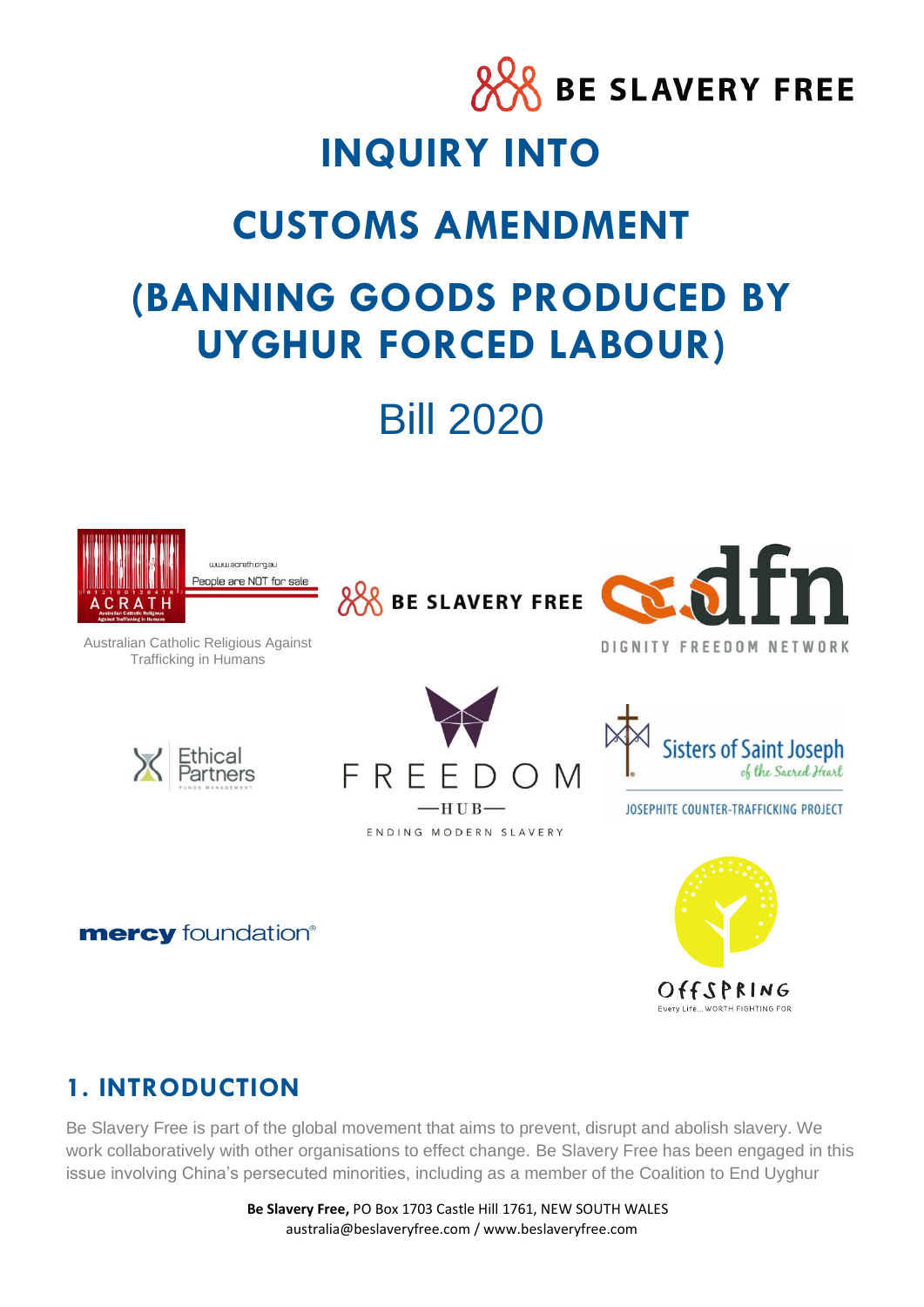# INQUIRY INTO CUSTOMS AMENDMENT (BANNING GOODS PRODUCED BY UYGHUR FORCED LABOUR) Bill 2020

Australian Catholic Religious Against Trafficking in Humans

## 1. INTRODUCTION

Be Slavery Free is part of the global movement that aims to prevent, disrupt and abolish slavery. We work collaboratively with other organisations to effect change. Be Slavery Free has been engaged in this issue involving China's persecuted minorities, including as a member of the Coalition to End Uyghur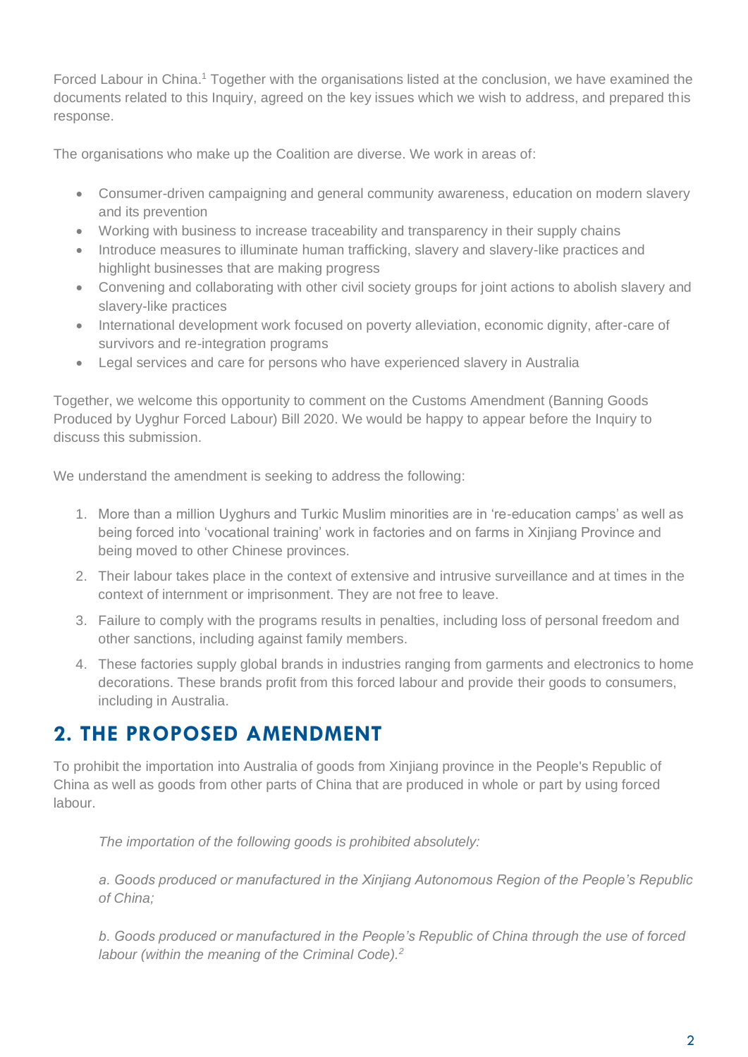Forced Labour in China.[1] Together with the organisations listed at the conclusion, we have examined the documents related to this Inquiry, agreed on the key issues which we wish to address, and prepared this response.

The organisations who make up the Coalition are diverse. We work in areas of:

- Consumer-driven campaigning and general community awareness, education on modern slavery and its prevention
- Working with business to increase traceability and transparency in their supply chains
- Introduce measures to illuminate human trafficking, slavery and slavery-like practices and highlight businesses that are making progress
- Convening and collaborating with other civil society groups for joint actions to abolish slavery and slavery-like practices
- International development work focused on poverty alleviation, economic dignity, after-care of survivors and re-integration programs
- Legal services and care for persons who have experienced slavery in Australia

Together, we welcome this opportunity to comment on the Customs Amendment (Banning Goods Produced by Uyghur Forced Labour) Bill 2020. We would be happy to appear before the Inquiry to discuss this submission.

We understand the amendment is seeking to address the following:

1. More than a million Uyghurs and Turkic Muslim minorities are in 're-education camps' as well as being forced into 'vocational training' work in factories and on farms in Xinjiang Province and being moved to other Chinese provinces.
2. Their labour takes place in the context of extensive and intrusive surveillance and at times in the context of internment or imprisonment. They are not free to leave.
3. Failure to comply with the programs results in penalties, including loss of personal freedom and other sanctions, including against family members.
4. These factories supply global brands in industries ranging from garments and electronics to home decorations. These brands profit from this forced labour and provide their goods to consumers, including in Australia.

## 2. THE PROPOSED AMENDMENT

To prohibit the importation into Australia of goods from Xinjiang province in the People's Republic of China as well as goods from other parts of China that are produced in whole or part by using forced labour.

> *The importation of the following goods is prohibited absolutely:*
>
> *a. Goods produced or manufactured in the Xinjiang Autonomous Region of the People's Republic of China;*
>
> *b. Goods produced or manufactured in the People's Republic of China through the use of forced labour (within the meaning of the Criminal Code).*[2]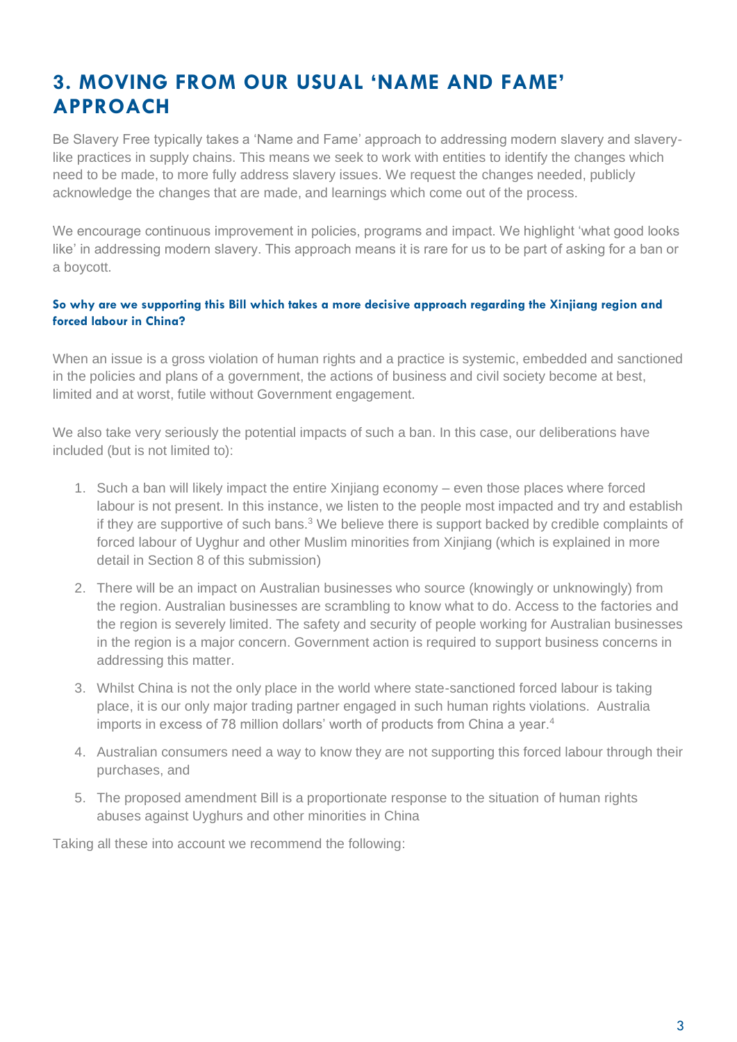## 3. MOVING FROM OUR USUAL 'NAME AND FAME' APPROACH

Be Slavery Free typically takes a 'Name and Fame' approach to addressing modern slavery and slavery-like practices in supply chains. This means we seek to work with entities to identify the changes which need to be made, to more fully address slavery issues. We request the changes needed, publicly acknowledge the changes that are made, and learnings which come out of the process.

We encourage continuous improvement in policies, programs and impact. We highlight 'what good looks like' in addressing modern slavery. This approach means it is rare for us to be part of asking for a ban or a boycott.

#### So why are we supporting this Bill which takes a more decisive approach regarding the Xinjiang region and forced labour in China?

When an issue is a gross violation of human rights and a practice is systemic, embedded and sanctioned in the policies and plans of a government, the actions of business and civil society become at best, limited and at worst, futile without Government engagement.

We also take very seriously the potential impacts of such a ban. In this case, our deliberations have included (but is not limited to):

1. Such a ban will likely impact the entire Xinjiang economy – even those places where forced labour is not present. In this instance, we listen to the people most impacted and try and establish if they are supportive of such bans.[3] We believe there is support backed by credible complaints of forced labour of Uyghur and other Muslim minorities from Xinjiang (which is explained in more detail in Section 8 of this submission)
2. There will be an impact on Australian businesses who source (knowingly or unknowingly) from the region. Australian businesses are scrambling to know what to do. Access to the factories and the region is severely limited. The safety and security of people working for Australian businesses in the region is a major concern. Government action is required to support business concerns in addressing this matter.
3. Whilst China is not the only place in the world where state-sanctioned forced labour is taking place, it is our only major trading partner engaged in such human rights violations. Australia imports in excess of 78 million dollars' worth of products from China a year.[4]
4. Australian consumers need a way to know they are not supporting this forced labour through their purchases, and
5. The proposed amendment Bill is a proportionate response to the situation of human rights abuses against Uyghurs and other minorities in China

Taking all these into account we recommend the following: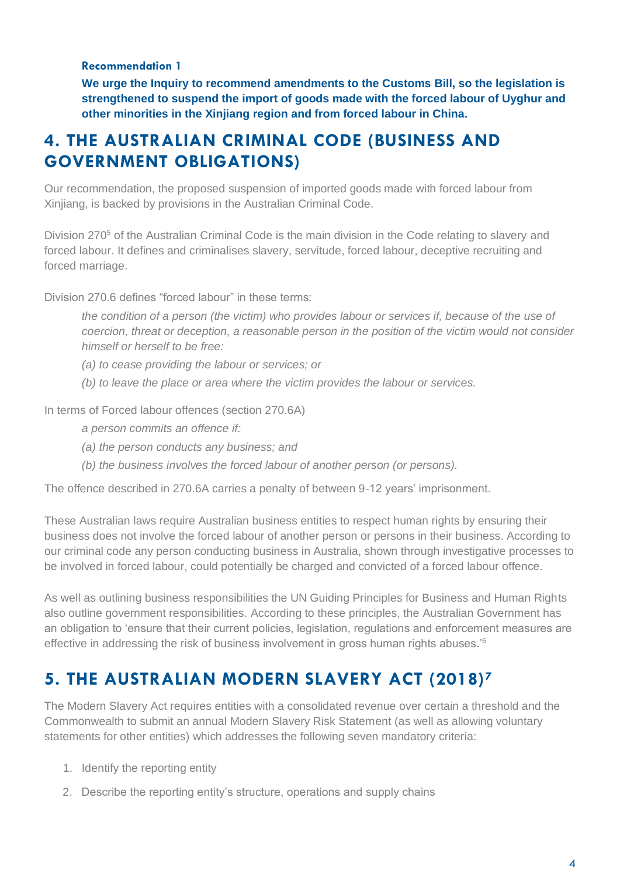**Recommendation 1**

**We urge the Inquiry to recommend amendments to the Customs Bill, so the legislation is strengthened to suspend the import of goods made with the forced labour of Uyghur and other minorities in the Xinjiang region and from forced labour in China.**

## 4. THE AUSTRALIAN CRIMINAL CODE (BUSINESS AND GOVERNMENT OBLIGATIONS)

Our recommendation, the proposed suspension of imported goods made with forced labour from Xinjiang, is backed by provisions in the Australian Criminal Code.

Division 270[5] of the Australian Criminal Code is the main division in the Code relating to slavery and forced labour. It defines and criminalises slavery, servitude, forced labour, deceptive recruiting and forced marriage.

Division 270.6 defines "forced labour" in these terms:

> *the condition of a person (the victim) who provides labour or services if, because of the use of coercion, threat or deception, a reasonable person in the position of the victim would not consider himself or herself to be free:*
>
> *(a) to cease providing the labour or services; or*
>
> *(b) to leave the place or area where the victim provides the labour or services.*

In terms of Forced labour offences (section 270.6A)

> *a person commits an offence if:*
>
> *(a) the person conducts any business; and*
>
> *(b) the business involves the forced labour of another person (or persons).*

The offence described in 270.6A carries a penalty of between 9-12 years' imprisonment.

These Australian laws require Australian business entities to respect human rights by ensuring their business does not involve the forced labour of another person or persons in their business. According to our criminal code any person conducting business in Australia, shown through investigative processes to be involved in forced labour, could potentially be charged and convicted of a forced labour offence.

As well as outlining business responsibilities the UN Guiding Principles for Business and Human Rights also outline government responsibilities. According to these principles, the Australian Government has an obligation to 'ensure that their current policies, legislation, regulations and enforcement measures are effective in addressing the risk of business involvement in gross human rights abuses.'[6]

## 5. THE AUSTRALIAN MODERN SLAVERY ACT (2018)[7]

The Modern Slavery Act requires entities with a consolidated revenue over certain a threshold and the Commonwealth to submit an annual Modern Slavery Risk Statement (as well as allowing voluntary statements for other entities) which addresses the following seven mandatory criteria:

1. Identify the reporting entity
2. Describe the reporting entity's structure, operations and supply chains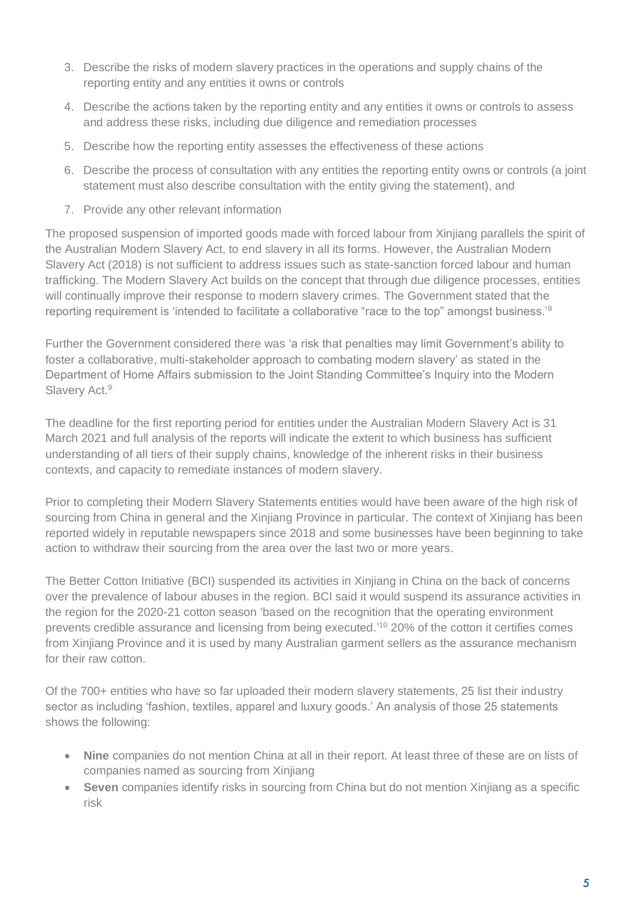3. Describe the risks of modern slavery practices in the operations and supply chains of the reporting entity and any entities it owns or controls
4. Describe the actions taken by the reporting entity and any entities it owns or controls to assess and address these risks, including due diligence and remediation processes
5. Describe how the reporting entity assesses the effectiveness of these actions
6. Describe the process of consultation with any entities the reporting entity owns or controls (a joint statement must also describe consultation with the entity giving the statement), and
7. Provide any other relevant information

The proposed suspension of imported goods made with forced labour from Xinjiang parallels the spirit of the Australian Modern Slavery Act, to end slavery in all its forms. However, the Australian Modern Slavery Act (2018) is not sufficient to address issues such as state-sanction forced labour and human trafficking. The Modern Slavery Act builds on the concept that through due diligence processes, entities will continually improve their response to modern slavery crimes. The Government stated that the reporting requirement is 'intended to facilitate a collaborative "race to the top" amongst business.'[8]

Further the Government considered there was 'a risk that penalties may limit Government's ability to foster a collaborative, multi-stakeholder approach to combating modern slavery' as stated in the Department of Home Affairs submission to the Joint Standing Committee's Inquiry into the Modern Slavery Act.[9]

The deadline for the first reporting period for entities under the Australian Modern Slavery Act is 31 March 2021 and full analysis of the reports will indicate the extent to which business has sufficient understanding of all tiers of their supply chains, knowledge of the inherent risks in their business contexts, and capacity to remediate instances of modern slavery.

Prior to completing their Modern Slavery Statements entities would have been aware of the high risk of sourcing from China in general and the Xinjiang Province in particular. The context of Xinjiang has been reported widely in reputable newspapers since 2018 and some businesses have been beginning to take action to withdraw their sourcing from the area over the last two or more years.

The Better Cotton Initiative (BCI) suspended its activities in Xinjiang in China on the back of concerns over the prevalence of labour abuses in the region. BCI said it would suspend its assurance activities in the region for the 2020-21 cotton season 'based on the recognition that the operating environment prevents credible assurance and licensing from being executed.'[10] 20% of the cotton it certifies comes from Xinjiang Province and it is used by many Australian garment sellers as the assurance mechanism for their raw cotton.

Of the 700+ entities who have so far uploaded their modern slavery statements, 25 list their industry sector as including 'fashion, textiles, apparel and luxury goods.' An analysis of those 25 statements shows the following:

- **Nine** companies do not mention China at all in their report. At least three of these are on lists of companies named as sourcing from Xinjiang
- **Seven** companies identify risks in sourcing from China but do not mention Xinjiang as a specific risk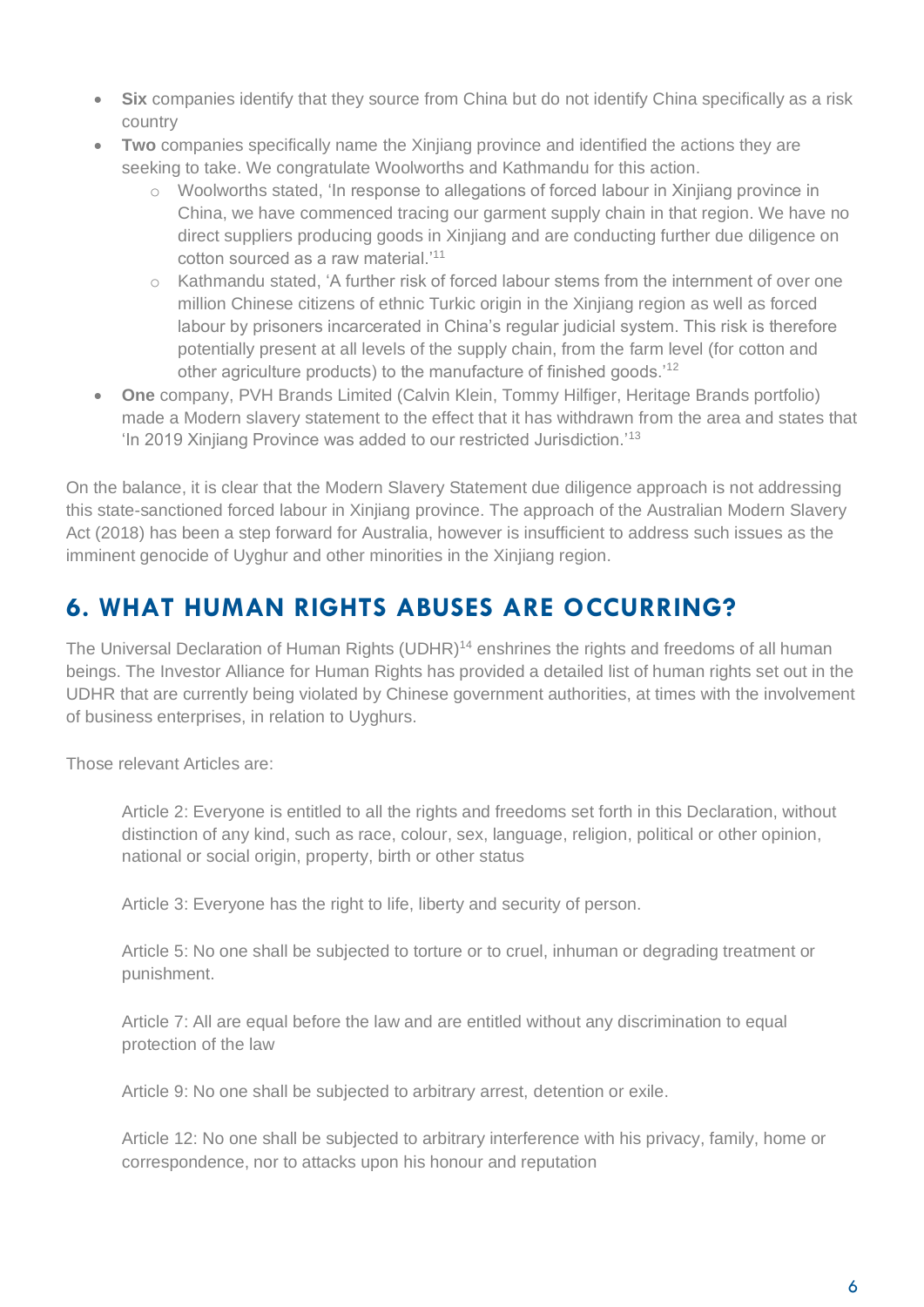- **Six** companies identify that they source from China but do not identify China specifically as a risk country
- **Two** companies specifically name the Xinjiang province and identified the actions they are seeking to take. We congratulate Woolworths and Kathmandu for this action.
    - Woolworths stated, 'In response to allegations of forced labour in Xinjiang province in China, we have commenced tracing our garment supply chain in that region. We have no direct suppliers producing goods in Xinjiang and are conducting further due diligence on cotton sourced as a raw material.'[11]
    - Kathmandu stated, 'A further risk of forced labour stems from the internment of over one million Chinese citizens of ethnic Turkic origin in the Xinjiang region as well as forced labour by prisoners incarcerated in China's regular judicial system. This risk is therefore potentially present at all levels of the supply chain, from the farm level (for cotton and other agriculture products) to the manufacture of finished goods.'[12]
- **One** company, PVH Brands Limited (Calvin Klein, Tommy Hilfiger, Heritage Brands portfolio) made a Modern slavery statement to the effect that it has withdrawn from the area and states that 'In 2019 Xinjiang Province was added to our restricted Jurisdiction.'[13]

On the balance, it is clear that the Modern Slavery Statement due diligence approach is not addressing this state-sanctioned forced labour in Xinjiang province. The approach of the Australian Modern Slavery Act (2018) has been a step forward for Australia, however is insufficient to address such issues as the imminent genocide of Uyghur and other minorities in the Xinjiang region.

## 6. WHAT HUMAN RIGHTS ABUSES ARE OCCURRING?

The Universal Declaration of Human Rights (UDHR)[14] enshrines the rights and freedoms of all human beings. The Investor Alliance for Human Rights has provided a detailed list of human rights set out in the UDHR that are currently being violated by Chinese government authorities, at times with the involvement of business enterprises, in relation to Uyghurs.

Those relevant Articles are:

> Article 2: Everyone is entitled to all the rights and freedoms set forth in this Declaration, without distinction of any kind, such as race, colour, sex, language, religion, political or other opinion, national or social origin, property, birth or other status
>
> Article 3: Everyone has the right to life, liberty and security of person.
>
> Article 5: No one shall be subjected to torture or to cruel, inhuman or degrading treatment or punishment.
>
> Article 7: All are equal before the law and are entitled without any discrimination to equal protection of the law
>
> Article 9: No one shall be subjected to arbitrary arrest, detention or exile.
>
> Article 12: No one shall be subjected to arbitrary interference with his privacy, family, home or correspondence, nor to attacks upon his honour and reputation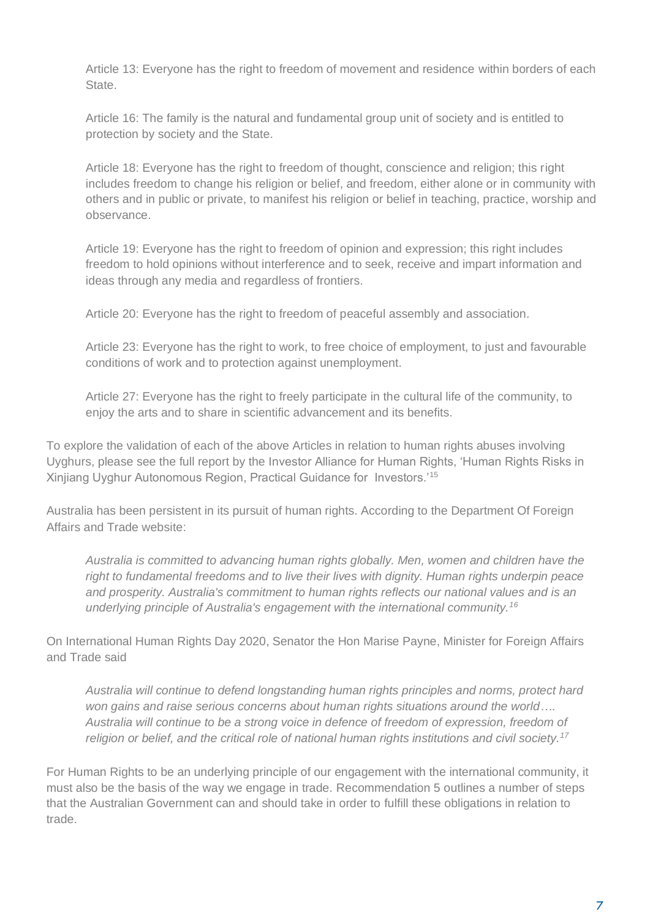> Article 13: Everyone has the right to freedom of movement and residence within borders of each State.
>
> Article 16: The family is the natural and fundamental group unit of society and is entitled to protection by society and the State.
>
> Article 18: Everyone has the right to freedom of thought, conscience and religion; this right includes freedom to change his religion or belief, and freedom, either alone or in community with others and in public or private, to manifest his religion or belief in teaching, practice, worship and observance.
>
> Article 19: Everyone has the right to freedom of opinion and expression; this right includes freedom to hold opinions without interference and to seek, receive and impart information and ideas through any media and regardless of frontiers.
>
> Article 20: Everyone has the right to freedom of peaceful assembly and association.
>
> Article 23: Everyone has the right to work, to free choice of employment, to just and favourable conditions of work and to protection against unemployment.
>
> Article 27: Everyone has the right to freely participate in the cultural life of the community, to enjoy the arts and to share in scientific advancement and its benefits.

To explore the validation of each of the above Articles in relation to human rights abuses involving Uyghurs, please see the full report by the Investor Alliance for Human Rights, 'Human Rights Risks in Xinjiang Uyghur Autonomous Region, Practical Guidance for Investors.'[15]

Australia has been persistent in its pursuit of human rights. According to the Department Of Foreign Affairs and Trade website:

> *Australia is committed to advancing human rights globally. Men, women and children have the right to fundamental freedoms and to live their lives with dignity. Human rights underpin peace and prosperity. Australia's commitment to human rights reflects our national values and is an underlying principle of Australia's engagement with the international community.*[16]

On International Human Rights Day 2020, Senator the Hon Marise Payne, Minister for Foreign Affairs and Trade said

> *Australia will continue to defend longstanding human rights principles and norms, protect hard won gains and raise serious concerns about human rights situations around the world…. Australia will continue to be a strong voice in defence of freedom of expression, freedom of religion or belief, and the critical role of national human rights institutions and civil society.*[17]

For Human Rights to be an underlying principle of our engagement with the international community, it must also be the basis of the way we engage in trade. Recommendation 5 outlines a number of steps that the Australian Government can and should take in order to fulfill these obligations in relation to trade.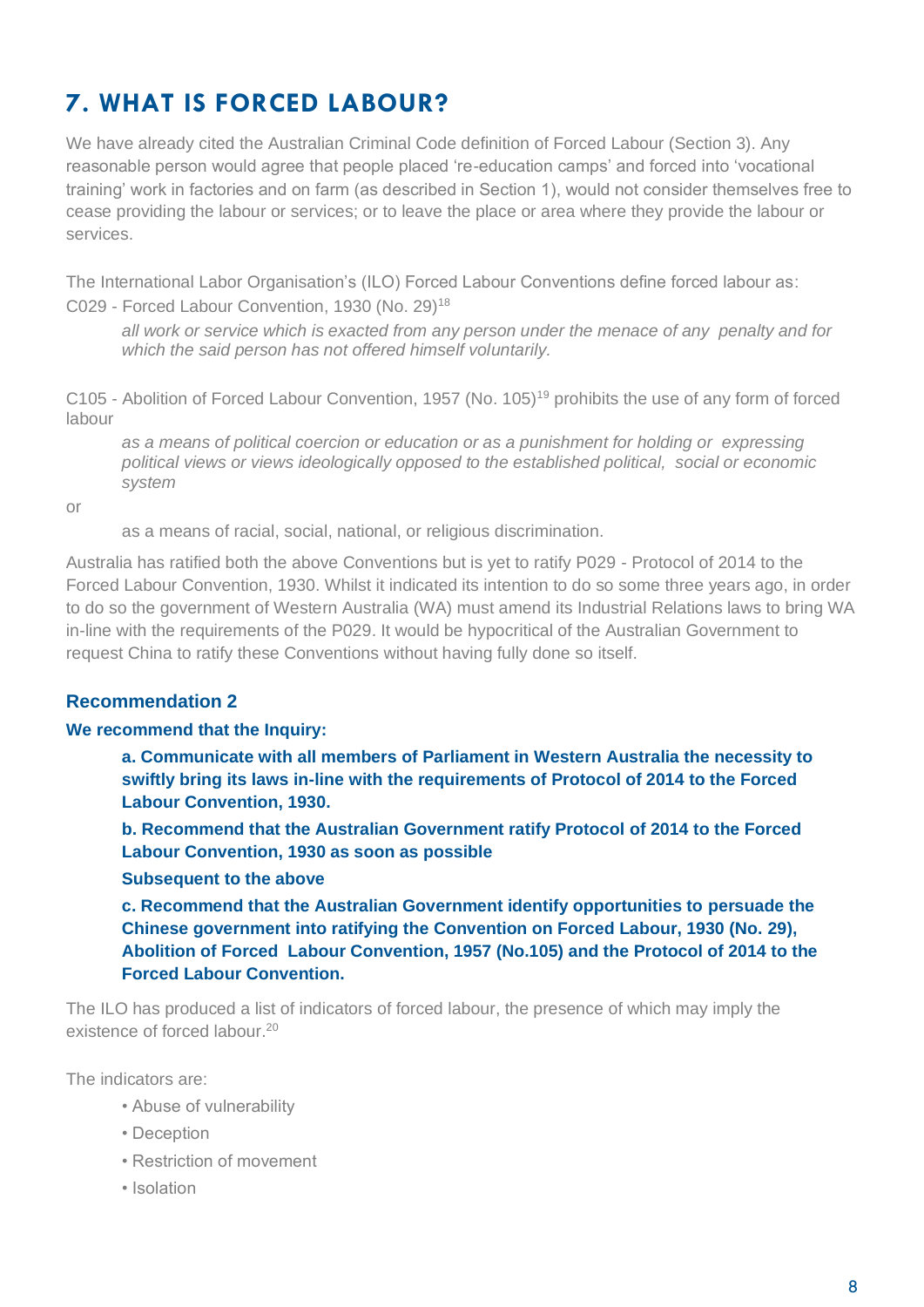## 7. WHAT IS FORCED LABOUR?

We have already cited the Australian Criminal Code definition of Forced Labour (Section 3). Any reasonable person would agree that people placed 're-education camps' and forced into 'vocational training' work in factories and on farm (as described in Section 1), would not consider themselves free to cease providing the labour or services; or to leave the place or area where they provide the labour or services.

The International Labor Organisation's (ILO) Forced Labour Conventions define forced labour as:
C029 - Forced Labour Convention, 1930 (No. 29)[18]

> *all work or service which is exacted from any person under the menace of any penalty and for which the said person has not offered himself voluntarily.*

C105 - Abolition of Forced Labour Convention, 1957 (No. 105)[19] prohibits the use of any form of forced labour

> *as a means of political coercion or education or as a punishment for holding or expressing political views or views ideologically opposed to the established political, social or economic system*

or

> as a means of racial, social, national, or religious discrimination.

Australia has ratified both the above Conventions but is yet to ratify P029 - Protocol of 2014 to the Forced Labour Convention, 1930. Whilst it indicated its intention to do so some three years ago, in order to do so the government of Western Australia (WA) must amend its Industrial Relations laws to bring WA in-line with the requirements of the P029. It would be hypocritical of the Australian Government to request China to ratify these Conventions without having fully done so itself.

### Recommendation 2

**We recommend that the Inquiry:**

**a. Communicate with all members of Parliament in Western Australia the necessity to swiftly bring its laws in-line with the requirements of Protocol of 2014 to the Forced Labour Convention, 1930.**

**b. Recommend that the Australian Government ratify Protocol of 2014 to the Forced Labour Convention, 1930 as soon as possible**

**Subsequent to the above**

**c. Recommend that the Australian Government identify opportunities to persuade the Chinese government into ratifying the Convention on Forced Labour, 1930 (No. 29), Abolition of Forced Labour Convention, 1957 (No.105) and the Protocol of 2014 to the Forced Labour Convention.**

The ILO has produced a list of indicators of forced labour, the presence of which may imply the existence of forced labour.[20]

The indicators are:

- Abuse of vulnerability
- Deception
- Restriction of movement
- Isolation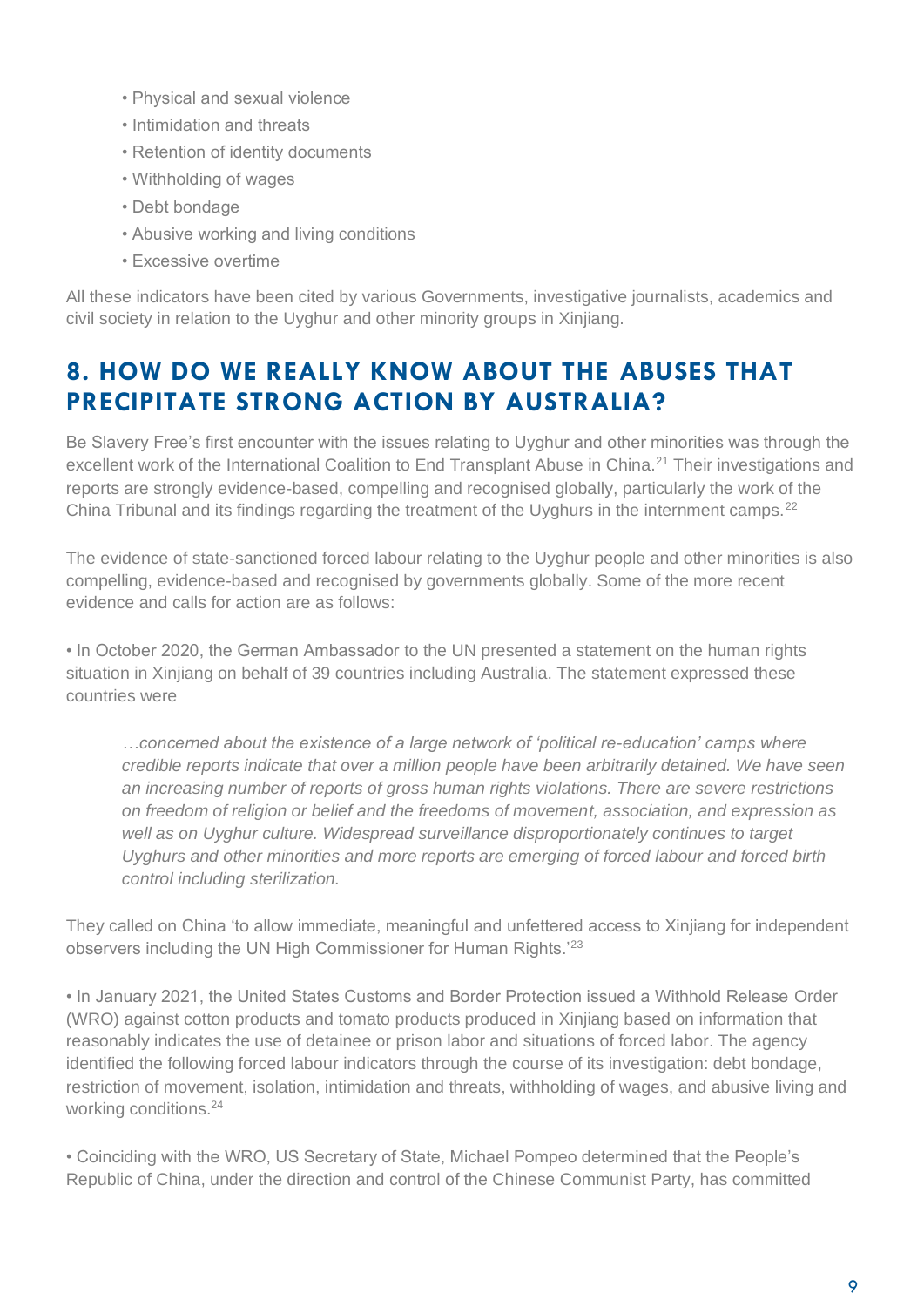- Physical and sexual violence
- Intimidation and threats
- Retention of identity documents
- Withholding of wages
- Debt bondage
- Abusive working and living conditions
- Excessive overtime

All these indicators have been cited by various Governments, investigative journalists, academics and civil society in relation to the Uyghur and other minority groups in Xinjiang.

## 8. HOW DO WE REALLY KNOW ABOUT THE ABUSES THAT PRECIPITATE STRONG ACTION BY AUSTRALIA?

Be Slavery Free's first encounter with the issues relating to Uyghur and other minorities was through the excellent work of the International Coalition to End Transplant Abuse in China.[21] Their investigations and reports are strongly evidence-based, compelling and recognised globally, particularly the work of the China Tribunal and its findings regarding the treatment of the Uyghurs in the internment camps.[22]

The evidence of state-sanctioned forced labour relating to the Uyghur people and other minorities is also compelling, evidence-based and recognised by governments globally. Some of the more recent evidence and calls for action are as follows:

• In October 2020, the German Ambassador to the UN presented a statement on the human rights situation in Xinjiang on behalf of 39 countries including Australia. The statement expressed these countries were

> *…concerned about the existence of a large network of 'political re-education' camps where credible reports indicate that over a million people have been arbitrarily detained. We have seen an increasing number of reports of gross human rights violations. There are severe restrictions on freedom of religion or belief and the freedoms of movement, association, and expression as well as on Uyghur culture. Widespread surveillance disproportionately continues to target Uyghurs and other minorities and more reports are emerging of forced labour and forced birth control including sterilization.*

They called on China 'to allow immediate, meaningful and unfettered access to Xinjiang for independent observers including the UN High Commissioner for Human Rights.'[23]

• In January 2021, the United States Customs and Border Protection issued a Withhold Release Order (WRO) against cotton products and tomato products produced in Xinjiang based on information that reasonably indicates the use of detainee or prison labor and situations of forced labor. The agency identified the following forced labour indicators through the course of its investigation: debt bondage, restriction of movement, isolation, intimidation and threats, withholding of wages, and abusive living and working conditions.[24]

• Coinciding with the WRO, US Secretary of State, Michael Pompeo determined that the People's Republic of China, under the direction and control of the Chinese Communist Party, has committed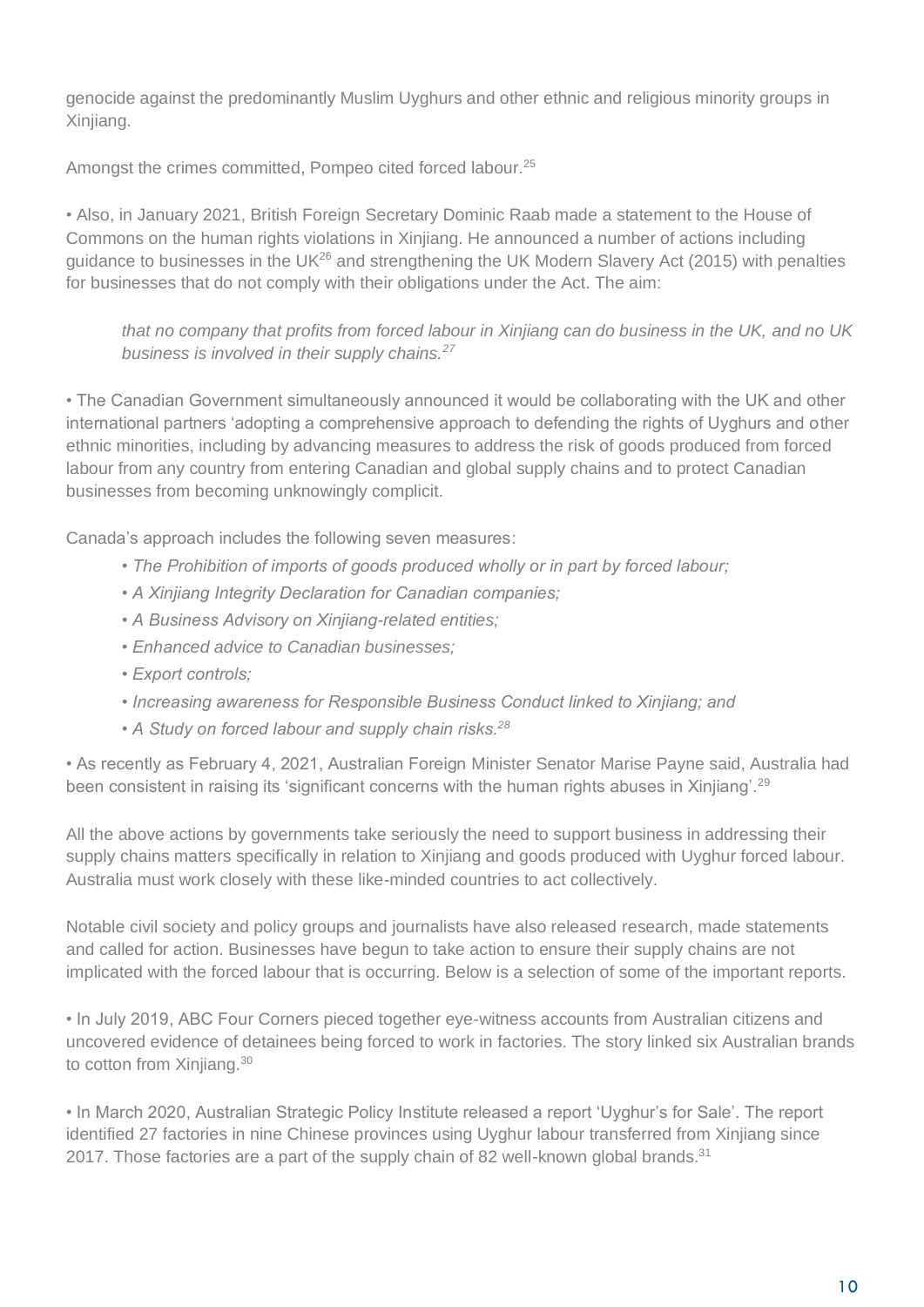genocide against the predominantly Muslim Uyghurs and other ethnic and religious minority groups in Xinjiang.

Amongst the crimes committed, Pompeo cited forced labour.[25]

• Also, in January 2021, British Foreign Secretary Dominic Raab made a statement to the House of Commons on the human rights violations in Xinjiang. He announced a number of actions including guidance to businesses in the UK[26] and strengthening the UK Modern Slavery Act (2015) with penalties for businesses that do not comply with their obligations under the Act. The aim:

> *that no company that profits from forced labour in Xinjiang can do business in the UK, and no UK business is involved in their supply chains.[27]*

• The Canadian Government simultaneously announced it would be collaborating with the UK and other international partners 'adopting a comprehensive approach to defending the rights of Uyghurs and other ethnic minorities, including by advancing measures to address the risk of goods produced from forced labour from any country from entering Canadian and global supply chains and to protect Canadian businesses from becoming unknowingly complicit.

Canada's approach includes the following seven measures:

- *The Prohibition of imports of goods produced wholly or in part by forced labour;*
- *A Xinjiang Integrity Declaration for Canadian companies;*
- *A Business Advisory on Xinjiang-related entities;*
- *Enhanced advice to Canadian businesses;*
- *Export controls;*
- *Increasing awareness for Responsible Business Conduct linked to Xinjiang; and*
- *A Study on forced labour and supply chain risks.[28]*

• As recently as February 4, 2021, Australian Foreign Minister Senator Marise Payne said, Australia had been consistent in raising its 'significant concerns with the human rights abuses in Xinjiang'.[29]

All the above actions by governments take seriously the need to support business in addressing their supply chains matters specifically in relation to Xinjiang and goods produced with Uyghur forced labour. Australia must work closely with these like-minded countries to act collectively.

Notable civil society and policy groups and journalists have also released research, made statements and called for action. Businesses have begun to take action to ensure their supply chains are not implicated with the forced labour that is occurring. Below is a selection of some of the important reports.

• In July 2019, ABC Four Corners pieced together eye-witness accounts from Australian citizens and uncovered evidence of detainees being forced to work in factories. The story linked six Australian brands to cotton from Xinjiang.[30]

• In March 2020, Australian Strategic Policy Institute released a report 'Uyghur's for Sale'. The report identified 27 factories in nine Chinese provinces using Uyghur labour transferred from Xinjiang since 2017. Those factories are a part of the supply chain of 82 well-known global brands.[31]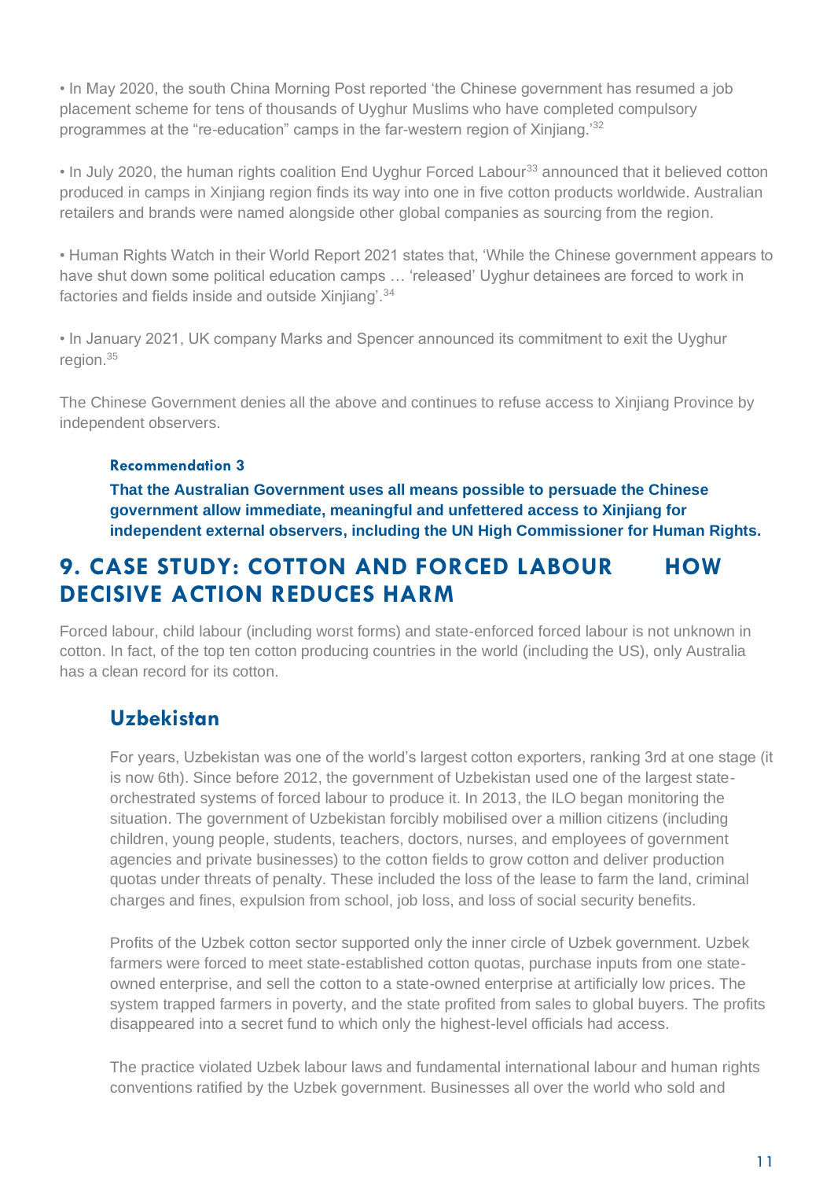• In May 2020, the south China Morning Post reported 'the Chinese government has resumed a job placement scheme for tens of thousands of Uyghur Muslims who have completed compulsory programmes at the "re-education" camps in the far-western region of Xinjiang.'[32]

• In July 2020, the human rights coalition End Uyghur Forced Labour[33] announced that it believed cotton produced in camps in Xinjiang region finds its way into one in five cotton products worldwide. Australian retailers and brands were named alongside other global companies as sourcing from the region.

• Human Rights Watch in their World Report 2021 states that, 'While the Chinese government appears to have shut down some political education camps … 'released' Uyghur detainees are forced to work in factories and fields inside and outside Xinjiang'.[34]

• In January 2021, UK company Marks and Spencer announced its commitment to exit the Uyghur region.[35]

The Chinese Government denies all the above and continues to refuse access to Xinjiang Province by independent observers.

**Recommendation 3**

**That the Australian Government uses all means possible to persuade the Chinese government allow immediate, meaningful and unfettered access to Xinjiang for independent external observers, including the UN High Commissioner for Human Rights.**

## 9. CASE STUDY: COTTON AND FORCED LABOUR HOW DECISIVE ACTION REDUCES HARM

Forced labour, child labour (including worst forms) and state-enforced forced labour is not unknown in cotton. In fact, of the top ten cotton producing countries in the world (including the US), only Australia has a clean record for its cotton.

### Uzbekistan

For years, Uzbekistan was one of the world's largest cotton exporters, ranking 3rd at one stage (it is now 6th). Since before 2012, the government of Uzbekistan used one of the largest state-orchestrated systems of forced labour to produce it. In 2013, the ILO began monitoring the situation. The government of Uzbekistan forcibly mobilised over a million citizens (including children, young people, students, teachers, doctors, nurses, and employees of government agencies and private businesses) to the cotton fields to grow cotton and deliver production quotas under threats of penalty. These included the loss of the lease to farm the land, criminal charges and fines, expulsion from school, job loss, and loss of social security benefits.

Profits of the Uzbek cotton sector supported only the inner circle of Uzbek government. Uzbek farmers were forced to meet state-established cotton quotas, purchase inputs from one state-owned enterprise, and sell the cotton to a state-owned enterprise at artificially low prices. The system trapped farmers in poverty, and the state profited from sales to global buyers. The profits disappeared into a secret fund to which only the highest-level officials had access.

The practice violated Uzbek labour laws and fundamental international labour and human rights conventions ratified by the Uzbek government. Businesses all over the world who sold and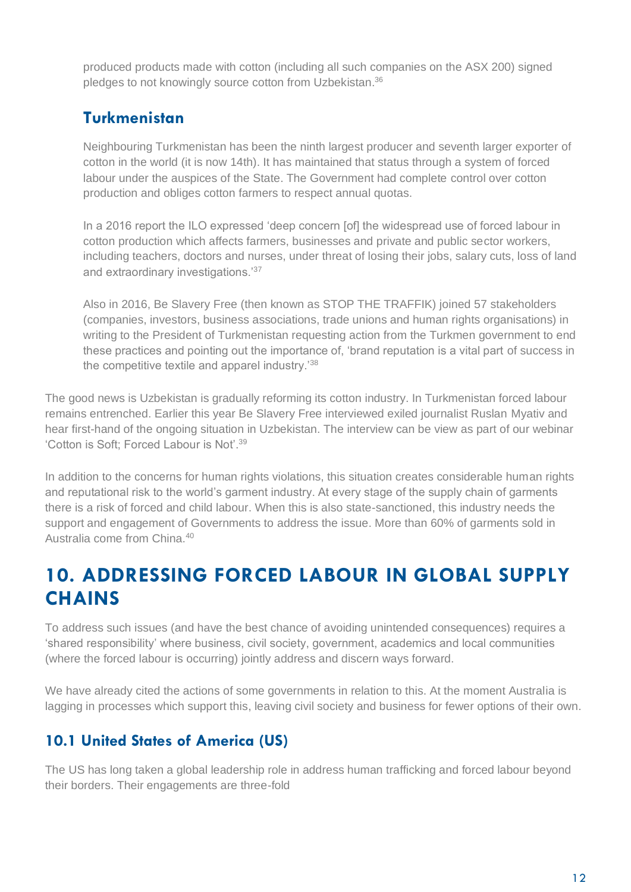produced products made with cotton (including all such companies on the ASX 200) signed pledges to not knowingly source cotton from Uzbekistan.[36]

### Turkmenistan

Neighbouring Turkmenistan has been the ninth largest producer and seventh larger exporter of cotton in the world (it is now 14th). It has maintained that status through a system of forced labour under the auspices of the State. The Government had complete control over cotton production and obliges cotton farmers to respect annual quotas.

In a 2016 report the ILO expressed 'deep concern [of] the widespread use of forced labour in cotton production which affects farmers, businesses and private and public sector workers, including teachers, doctors and nurses, under threat of losing their jobs, salary cuts, loss of land and extraordinary investigations.'[37]

Also in 2016, Be Slavery Free (then known as STOP THE TRAFFIK) joined 57 stakeholders (companies, investors, business associations, trade unions and human rights organisations) in writing to the President of Turkmenistan requesting action from the Turkmen government to end these practices and pointing out the importance of, 'brand reputation is a vital part of success in the competitive textile and apparel industry.'[38]

The good news is Uzbekistan is gradually reforming its cotton industry. In Turkmenistan forced labour remains entrenched. Earlier this year Be Slavery Free interviewed exiled journalist Ruslan Myativ and hear first-hand of the ongoing situation in Uzbekistan. The interview can be view as part of our webinar 'Cotton is Soft; Forced Labour is Not'.[39]

In addition to the concerns for human rights violations, this situation creates considerable human rights and reputational risk to the world's garment industry. At every stage of the supply chain of garments there is a risk of forced and child labour. When this is also state-sanctioned, this industry needs the support and engagement of Governments to address the issue. More than 60% of garments sold in Australia come from China.[40]

# 10. ADDRESSING FORCED LABOUR IN GLOBAL SUPPLY CHAINS

To address such issues (and have the best chance of avoiding unintended consequences) requires a 'shared responsibility' where business, civil society, government, academics and local communities (where the forced labour is occurring) jointly address and discern ways forward.

We have already cited the actions of some governments in relation to this. At the moment Australia is lagging in processes which support this, leaving civil society and business for fewer options of their own.

## 10.1 United States of America (US)

The US has long taken a global leadership role in address human trafficking and forced labour beyond their borders. Their engagements are three-fold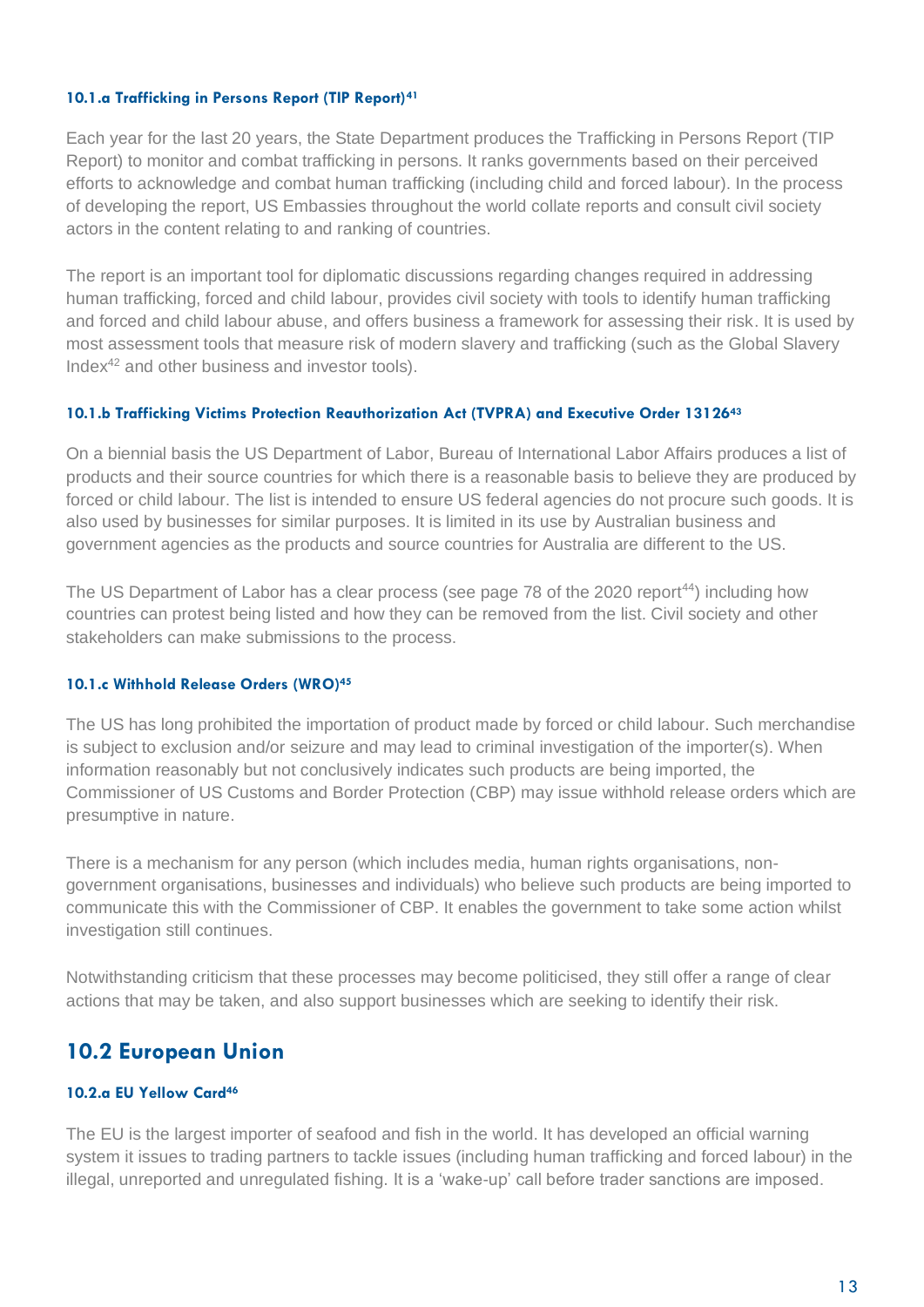#### 10.1.a Trafficking in Persons Report (TIP Report)[41]

Each year for the last 20 years, the State Department produces the Trafficking in Persons Report (TIP Report) to monitor and combat trafficking in persons. It ranks governments based on their perceived efforts to acknowledge and combat human trafficking (including child and forced labour). In the process of developing the report, US Embassies throughout the world collate reports and consult civil society actors in the content relating to and ranking of countries.

The report is an important tool for diplomatic discussions regarding changes required in addressing human trafficking, forced and child labour, provides civil society with tools to identify human trafficking and forced and child labour abuse, and offers business a framework for assessing their risk. It is used by most assessment tools that measure risk of modern slavery and trafficking (such as the Global Slavery Index[42] and other business and investor tools).

#### 10.1.b Trafficking Victims Protection Reauthorization Act (TVPRA) and Executive Order 13126[43]

On a biennial basis the US Department of Labor, Bureau of International Labor Affairs produces a list of products and their source countries for which there is a reasonable basis to believe they are produced by forced or child labour. The list is intended to ensure US federal agencies do not procure such goods. It is also used by businesses for similar purposes. It is limited in its use by Australian business and government agencies as the products and source countries for Australia are different to the US.

The US Department of Labor has a clear process (see page 78 of the 2020 report[44]) including how countries can protest being listed and how they can be removed from the list. Civil society and other stakeholders can make submissions to the process.

#### 10.1.c Withhold Release Orders (WRO)[45]

The US has long prohibited the importation of product made by forced or child labour. Such merchandise is subject to exclusion and/or seizure and may lead to criminal investigation of the importer(s). When information reasonably but not conclusively indicates such products are being imported, the Commissioner of US Customs and Border Protection (CBP) may issue withhold release orders which are presumptive in nature.

There is a mechanism for any person (which includes media, human rights organisations, non-government organisations, businesses and individuals) who believe such products are being imported to communicate this with the Commissioner of CBP. It enables the government to take some action whilst investigation still continues.

Notwithstanding criticism that these processes may become politicised, they still offer a range of clear actions that may be taken, and also support businesses which are seeking to identify their risk.

## 10.2 European Union

#### 10.2.a EU Yellow Card[46]

The EU is the largest importer of seafood and fish in the world. It has developed an official warning system it issues to trading partners to tackle issues (including human trafficking and forced labour) in the illegal, unreported and unregulated fishing. It is a 'wake-up' call before trader sanctions are imposed.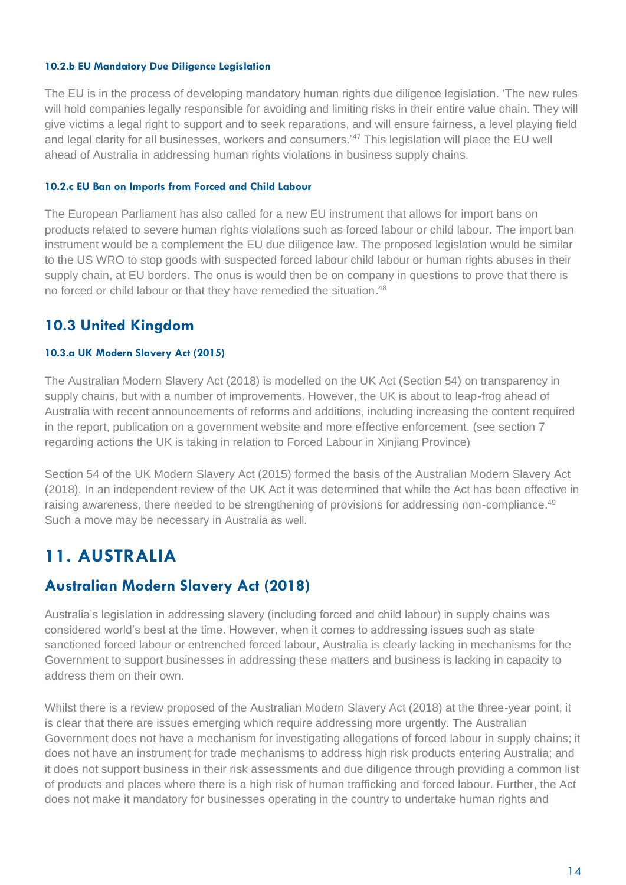#### 10.2.b EU Mandatory Due Diligence Legislation

The EU is in the process of developing mandatory human rights due diligence legislation. 'The new rules will hold companies legally responsible for avoiding and limiting risks in their entire value chain. They will give victims a legal right to support and to seek reparations, and will ensure fairness, a level playing field and legal clarity for all businesses, workers and consumers.'[47] This legislation will place the EU well ahead of Australia in addressing human rights violations in business supply chains.

#### 10.2.c EU Ban on Imports from Forced and Child Labour

The European Parliament has also called for a new EU instrument that allows for import bans on products related to severe human rights violations such as forced labour or child labour. The import ban instrument would be a complement the EU due diligence law. The proposed legislation would be similar to the US WRO to stop goods with suspected forced labour child labour or human rights abuses in their supply chain, at EU borders. The onus is would then be on company in questions to prove that there is no forced or child labour or that they have remedied the situation.[48]

## 10.3 United Kingdom

#### 10.3.a UK Modern Slavery Act (2015)

The Australian Modern Slavery Act (2018) is modelled on the UK Act (Section 54) on transparency in supply chains, but with a number of improvements. However, the UK is about to leap-frog ahead of Australia with recent announcements of reforms and additions, including increasing the content required in the report, publication on a government website and more effective enforcement. (see section 7 regarding actions the UK is taking in relation to Forced Labour in Xinjiang Province)

Section 54 of the UK Modern Slavery Act (2015) formed the basis of the Australian Modern Slavery Act (2018). In an independent review of the UK Act it was determined that while the Act has been effective in raising awareness, there needed to be strengthening of provisions for addressing non-compliance.[49] Such a move may be necessary in Australia as well.

# 11. AUSTRALIA

## Australian Modern Slavery Act (2018)

Australia's legislation in addressing slavery (including forced and child labour) in supply chains was considered world's best at the time. However, when it comes to addressing issues such as state sanctioned forced labour or entrenched forced labour, Australia is clearly lacking in mechanisms for the Government to support businesses in addressing these matters and business is lacking in capacity to address them on their own.

Whilst there is a review proposed of the Australian Modern Slavery Act (2018) at the three-year point, it is clear that there are issues emerging which require addressing more urgently. The Australian Government does not have a mechanism for investigating allegations of forced labour in supply chains; it does not have an instrument for trade mechanisms to address high risk products entering Australia; and it does not support business in their risk assessments and due diligence through providing a common list of products and places where there is a high risk of human trafficking and forced labour. Further, the Act does not make it mandatory for businesses operating in the country to undertake human rights and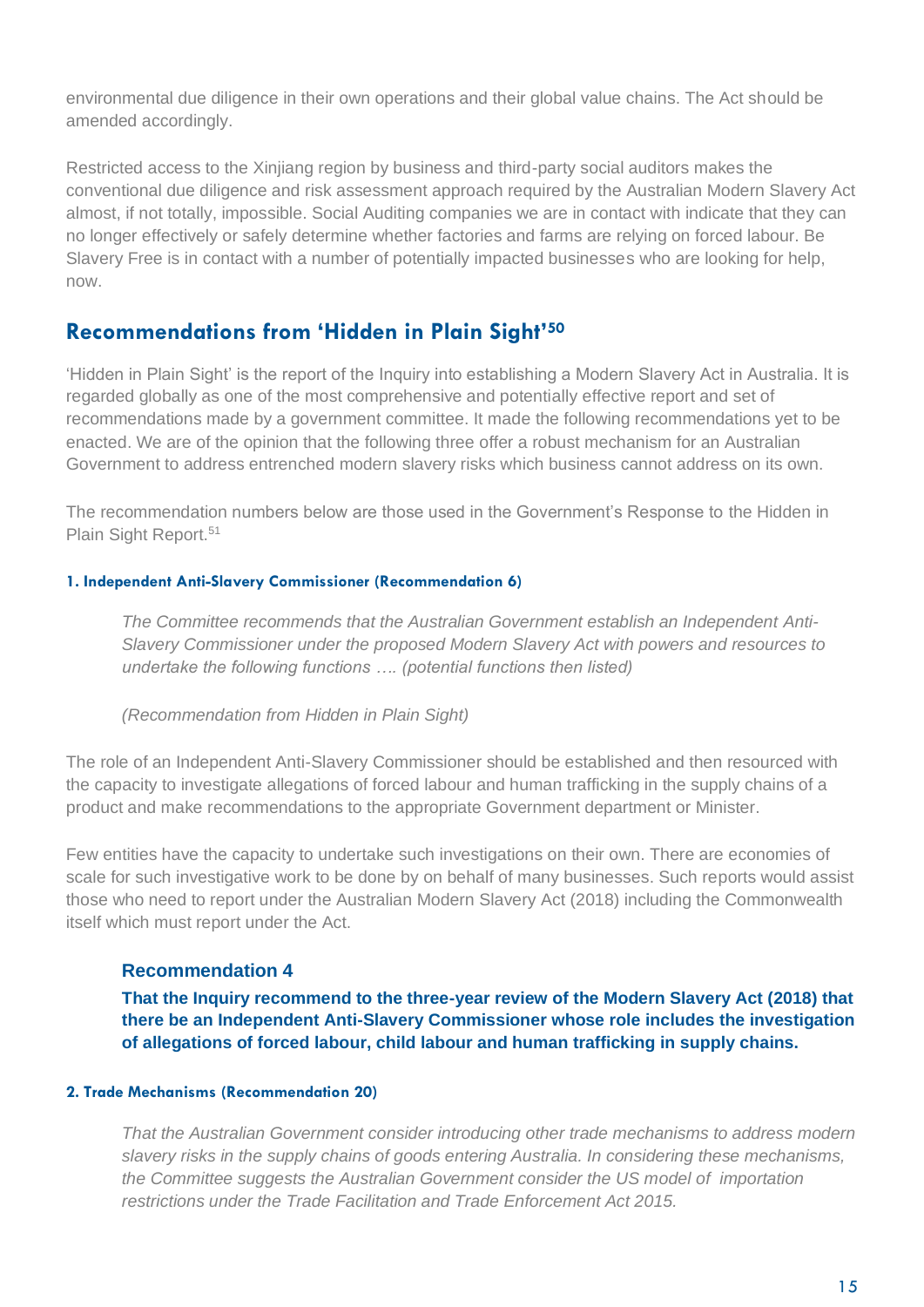environmental due diligence in their own operations and their global value chains. The Act should be amended accordingly.

Restricted access to the Xinjiang region by business and third-party social auditors makes the conventional due diligence and risk assessment approach required by the Australian Modern Slavery Act almost, if not totally, impossible. Social Auditing companies we are in contact with indicate that they can no longer effectively or safely determine whether factories and farms are relying on forced labour. Be Slavery Free is in contact with a number of potentially impacted businesses who are looking for help, now.

## Recommendations from 'Hidden in Plain Sight'[50]

'Hidden in Plain Sight' is the report of the Inquiry into establishing a Modern Slavery Act in Australia. It is regarded globally as one of the most comprehensive and potentially effective report and set of recommendations made by a government committee. It made the following recommendations yet to be enacted. We are of the opinion that the following three offer a robust mechanism for an Australian Government to address entrenched modern slavery risks which business cannot address on its own.

The recommendation numbers below are those used in the Government's Response to the Hidden in Plain Sight Report.[51]

#### 1. Independent Anti-Slavery Commissioner (Recommendation 6)

> *The Committee recommends that the Australian Government establish an Independent Anti-Slavery Commissioner under the proposed Modern Slavery Act with powers and resources to undertake the following functions …. (potential functions then listed)*
>
> *(Recommendation from Hidden in Plain Sight)*

The role of an Independent Anti-Slavery Commissioner should be established and then resourced with the capacity to investigate allegations of forced labour and human trafficking in the supply chains of a product and make recommendations to the appropriate Government department or Minister.

Few entities have the capacity to undertake such investigations on their own. There are economies of scale for such investigative work to be done by on behalf of many businesses. Such reports would assist those who need to report under the Australian Modern Slavery Act (2018) including the Commonwealth itself which must report under the Act.

> ### Recommendation 4
>
> **That the Inquiry recommend to the three-year review of the Modern Slavery Act (2018) that there be an Independent Anti-Slavery Commissioner whose role includes the investigation of allegations of forced labour, child labour and human trafficking in supply chains.**

#### 2. Trade Mechanisms (Recommendation 20)

> *That the Australian Government consider introducing other trade mechanisms to address modern slavery risks in the supply chains of goods entering Australia. In considering these mechanisms, the Committee suggests the Australian Government consider the US model of importation restrictions under the Trade Facilitation and Trade Enforcement Act 2015.*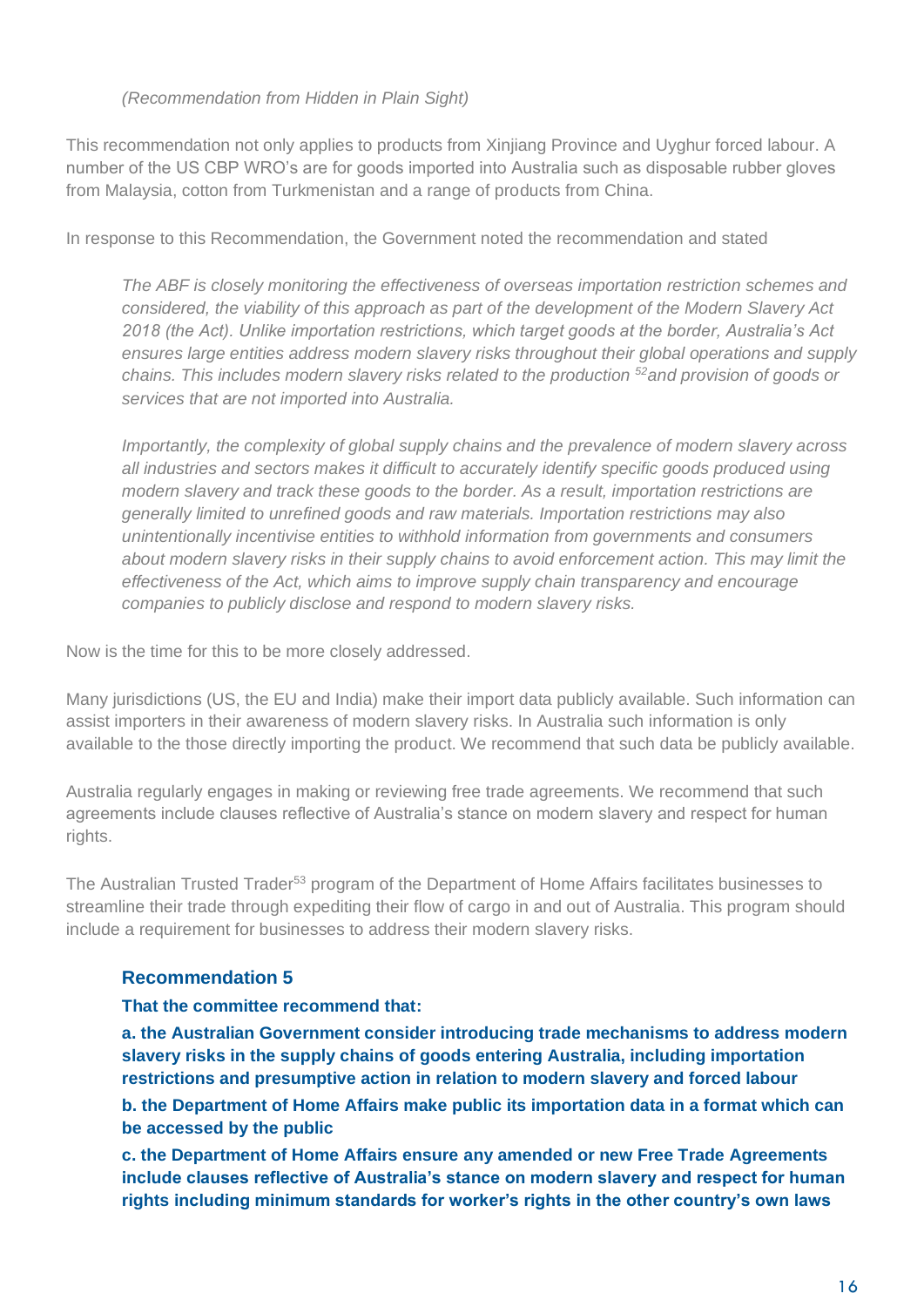*(Recommendation from Hidden in Plain Sight)*

This recommendation not only applies to products from Xinjiang Province and Uyghur forced labour. A number of the US CBP WRO's are for goods imported into Australia such as disposable rubber gloves from Malaysia, cotton from Turkmenistan and a range of products from China.

In response to this Recommendation, the Government noted the recommendation and stated

> *The ABF is closely monitoring the effectiveness of overseas importation restriction schemes and considered, the viability of this approach as part of the development of the Modern Slavery Act 2018 (the Act). Unlike importation restrictions, which target goods at the border, Australia's Act ensures large entities address modern slavery risks throughout their global operations and supply chains. This includes modern slavery risks related to the production* [52] *and provision of goods or services that are not imported into Australia.*
>
> *Importantly, the complexity of global supply chains and the prevalence of modern slavery across all industries and sectors makes it difficult to accurately identify specific goods produced using modern slavery and track these goods to the border. As a result, importation restrictions are generally limited to unrefined goods and raw materials. Importation restrictions may also unintentionally incentivise entities to withhold information from governments and consumers about modern slavery risks in their supply chains to avoid enforcement action. This may limit the effectiveness of the Act, which aims to improve supply chain transparency and encourage companies to publicly disclose and respond to modern slavery risks.*

Now is the time for this to be more closely addressed.

Many jurisdictions (US, the EU and India) make their import data publicly available. Such information can assist importers in their awareness of modern slavery risks. In Australia such information is only available to the those directly importing the product. We recommend that such data be publicly available.

Australia regularly engages in making or reviewing free trade agreements. We recommend that such agreements include clauses reflective of Australia's stance on modern slavery and respect for human rights.

The Australian Trusted Trader[53] program of the Department of Home Affairs facilitates businesses to streamline their trade through expediting their flow of cargo in and out of Australia. This program should include a requirement for businesses to address their modern slavery risks.

### Recommendation 5

**That the committee recommend that:**

**a. the Australian Government consider introducing trade mechanisms to address modern slavery risks in the supply chains of goods entering Australia, including importation restrictions and presumptive action in relation to modern slavery and forced labour**

**b. the Department of Home Affairs make public its importation data in a format which can be accessed by the public**

**c. the Department of Home Affairs ensure any amended or new Free Trade Agreements include clauses reflective of Australia's stance on modern slavery and respect for human rights including minimum standards for worker's rights in the other country's own laws**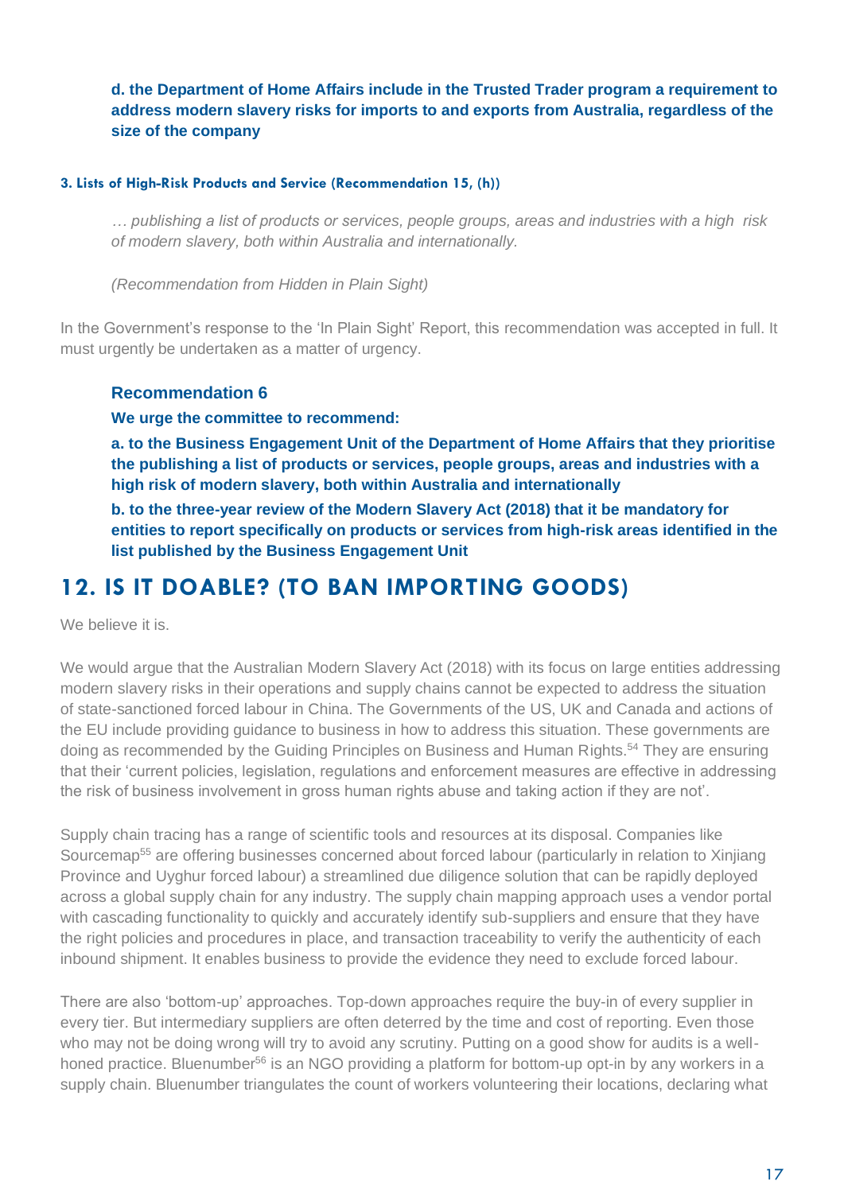**d. the Department of Home Affairs include in the Trusted Trader program a requirement to address modern slavery risks for imports to and exports from Australia, regardless of the size of the company**

#### 3. Lists of High-Risk Products and Service (Recommendation 15, (h))

*… publishing a list of products or services, people groups, areas and industries with a high risk of modern slavery, both within Australia and internationally.*

*(Recommendation from Hidden in Plain Sight)*

In the Government's response to the 'In Plain Sight' Report, this recommendation was accepted in full. It must urgently be undertaken as a matter of urgency.

### Recommendation 6

**We urge the committee to recommend:**

**a. to the Business Engagement Unit of the Department of Home Affairs that they prioritise the publishing a list of products or services, people groups, areas and industries with a high risk of modern slavery, both within Australia and internationally**

**b. to the three-year review of the Modern Slavery Act (2018) that it be mandatory for entities to report specifically on products or services from high-risk areas identified in the list published by the Business Engagement Unit**

## 12. IS IT DOABLE? (TO BAN IMPORTING GOODS)

We believe it is.

We would argue that the Australian Modern Slavery Act (2018) with its focus on large entities addressing modern slavery risks in their operations and supply chains cannot be expected to address the situation of state-sanctioned forced labour in China. The Governments of the US, UK and Canada and actions of the EU include providing guidance to business in how to address this situation. These governments are doing as recommended by the Guiding Principles on Business and Human Rights.[54] They are ensuring that their 'current policies, legislation, regulations and enforcement measures are effective in addressing the risk of business involvement in gross human rights abuse and taking action if they are not'.

Supply chain tracing has a range of scientific tools and resources at its disposal. Companies like Sourcemap[55] are offering businesses concerned about forced labour (particularly in relation to Xinjiang Province and Uyghur forced labour) a streamlined due diligence solution that can be rapidly deployed across a global supply chain for any industry. The supply chain mapping approach uses a vendor portal with cascading functionality to quickly and accurately identify sub-suppliers and ensure that they have the right policies and procedures in place, and transaction traceability to verify the authenticity of each inbound shipment. It enables business to provide the evidence they need to exclude forced labour.

There are also 'bottom-up' approaches. Top-down approaches require the buy-in of every supplier in every tier. But intermediary suppliers are often deterred by the time and cost of reporting. Even those who may not be doing wrong will try to avoid any scrutiny. Putting on a good show for audits is a well-honed practice. Bluenumber[56] is an NGO providing a platform for bottom-up opt-in by any workers in a supply chain. Bluenumber triangulates the count of workers volunteering their locations, declaring what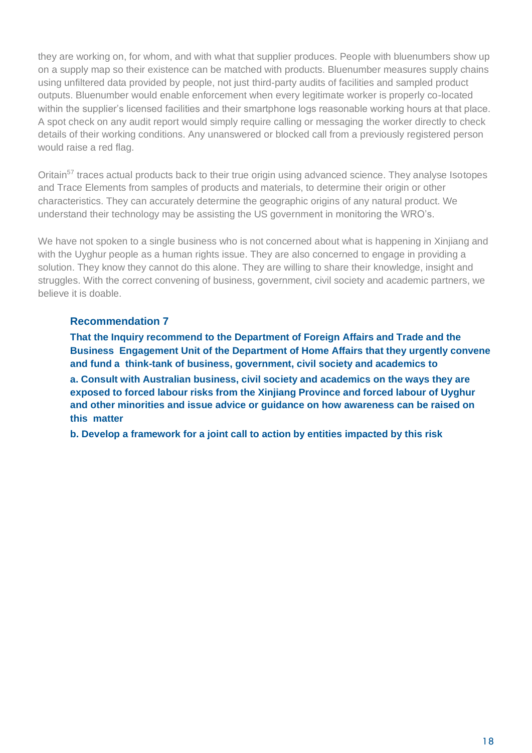they are working on, for whom, and with what that supplier produces. People with bluenumbers show up on a supply map so their existence can be matched with products. Bluenumber measures supply chains using unfiltered data provided by people, not just third-party audits of facilities and sampled product outputs. Bluenumber would enable enforcement when every legitimate worker is properly co-located within the supplier's licensed facilities and their smartphone logs reasonable working hours at that place. A spot check on any audit report would simply require calling or messaging the worker directly to check details of their working conditions. Any unanswered or blocked call from a previously registered person would raise a red flag.

Oritain[57] traces actual products back to their true origin using advanced science. They analyse Isotopes and Trace Elements from samples of products and materials, to determine their origin or other characteristics. They can accurately determine the geographic origins of any natural product. We understand their technology may be assisting the US government in monitoring the WRO's.

We have not spoken to a single business who is not concerned about what is happening in Xinjiang and with the Uyghur people as a human rights issue. They are also concerned to engage in providing a solution. They know they cannot do this alone. They are willing to share their knowledge, insight and struggles. With the correct convening of business, government, civil society and academic partners, we believe it is doable.

### Recommendation 7

**That the Inquiry recommend to the Department of Foreign Affairs and Trade and the Business Engagement Unit of the Department of Home Affairs that they urgently convene and fund a think-tank of business, government, civil society and academics to**

**a. Consult with Australian business, civil society and academics on the ways they are exposed to forced labour risks from the Xinjiang Province and forced labour of Uyghur and other minorities and issue advice or guidance on how awareness can be raised on this matter**

**b. Develop a framework for a joint call to action by entities impacted by this risk**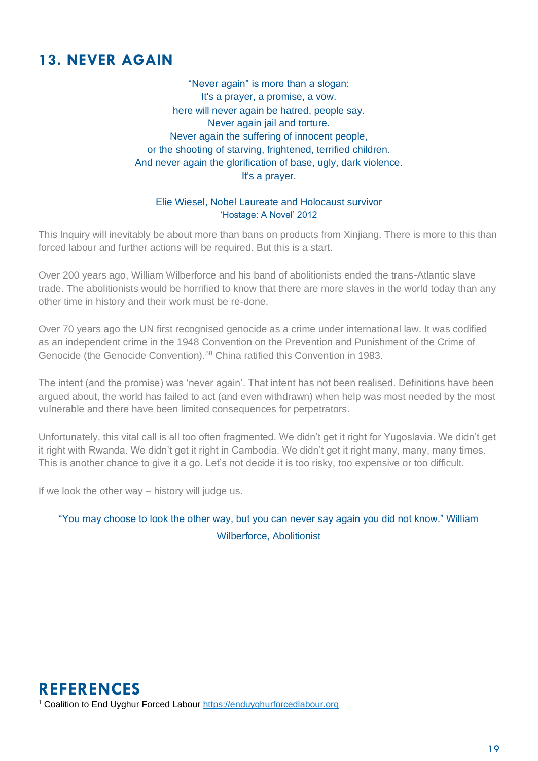## 13. NEVER AGAIN

"Never again" is more than a slogan:
It's a prayer, a promise, a vow.
here will never again be hatred, people say.
Never again jail and torture.
Never again the suffering of innocent people,
or the shooting of starving, frightened, terrified children.
And never again the glorification of base, ugly, dark violence.
It's a prayer.

Elie Wiesel, Nobel Laureate and Holocaust survivor
'Hostage: A Novel' 2012

This Inquiry will inevitably be about more than bans on products from Xinjiang. There is more to this than forced labour and further actions will be required. But this is a start.

Over 200 years ago, William Wilberforce and his band of abolitionists ended the trans-Atlantic slave trade. The abolitionists would be horrified to know that there are more slaves in the world today than any other time in history and their work must be re-done.

Over 70 years ago the UN first recognised genocide as a crime under international law. It was codified as an independent crime in the 1948 Convention on the Prevention and Punishment of the Crime of Genocide (the Genocide Convention).[58] China ratified this Convention in 1983.

The intent (and the promise) was 'never again'. That intent has not been realised. Definitions have been argued about, the world has failed to act (and even withdrawn) when help was most needed by the most vulnerable and there have been limited consequences for perpetrators.

Unfortunately, this vital call is all too often fragmented. We didn't get it right for Yugoslavia. We didn't get it right with Rwanda. We didn't get it right in Cambodia. We didn't get it right many, many, many times. This is another chance to give it a go. Let's not decide it is too risky, too expensive or too difficult.

If we look the other way – history will judge us.

"You may choose to look the other way, but you can never say again you did not know." William Wilberforce, Abolitionist

## REFERENCES

[1] Coalition to End Uyghur Forced Labour https://enduyghurforcedlabour.org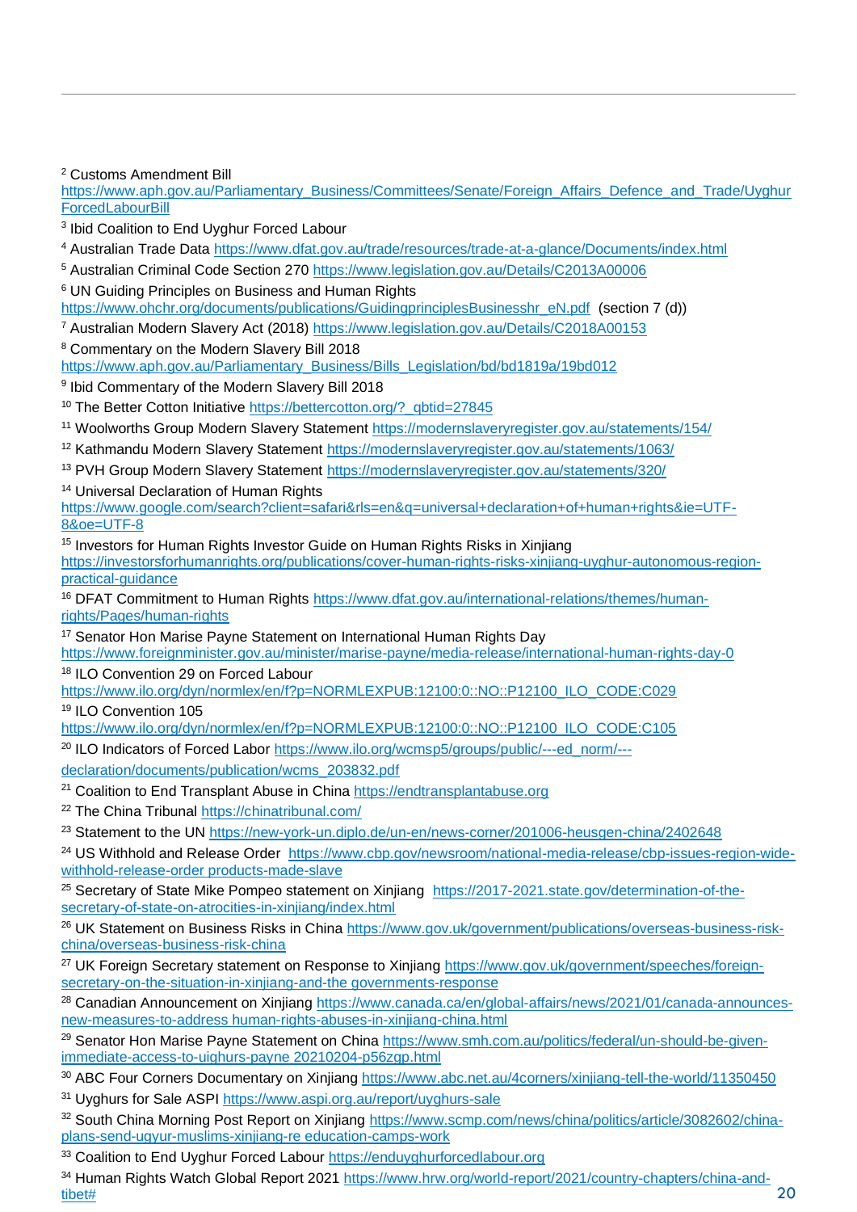[2] Customs Amendment Bill https://www.aph.gov.au/Parliamentary_Business/Committees/Senate/Foreign_Affairs_Defence_and_Trade/UyghurForcedLabourBill

[3] Ibid Coalition to End Uyghur Forced Labour

[4] Australian Trade Data https://www.dfat.gov.au/trade/resources/trade-at-a-glance/Documents/index.html

[5] Australian Criminal Code Section 270 https://www.legislation.gov.au/Details/C2013A00006

[6] UN Guiding Principles on Business and Human Rights https://www.ohchr.org/documents/publications/GuidingprinciplesBusinesshr_eN.pdf (section 7 (d))

[7] Australian Modern Slavery Act (2018) https://www.legislation.gov.au/Details/C2018A00153

[8] Commentary on the Modern Slavery Bill 2018 https://www.aph.gov.au/Parliamentary_Business/Bills_Legislation/bd/bd1819a/19bd012

[9] Ibid Commentary of the Modern Slavery Bill 2018

[10] The Better Cotton Initiative https://bettercotton.org/?_gbtid=27845

[11] Woolworths Group Modern Slavery Statement https://modernslaveryregister.gov.au/statements/154/

[12] Kathmandu Modern Slavery Statement https://modernslaveryregister.gov.au/statements/1063/

[13] PVH Group Modern Slavery Statement https://modernslaveryregister.gov.au/statements/320/

[14] Universal Declaration of Human Rights https://www.google.com/search?client=safari&rls=en&q=universal+declaration+of+human+rights&ie=UTF-8&oe=UTF-8

[15] Investors for Human Rights Investor Guide on Human Rights Risks in Xinjiang https://investorsforhumanrights.org/publications/cover-human-rights-risks-xinjiang-uyghur-autonomous-region-practical-guidance

[16] DFAT Commitment to Human Rights https://www.dfat.gov.au/international-relations/themes/human-rights/Pages/human-rights

[17] Senator Hon Marise Payne Statement on International Human Rights Day https://www.foreignminister.gov.au/minister/marise-payne/media-release/international-human-rights-day-0

[18] ILO Convention 29 on Forced Labour https://www.ilo.org/dyn/normlex/en/f?p=NORMLEXPUB:12100:0::NO::P12100_ILO_CODE:C029

[19] ILO Convention 105 https://www.ilo.org/dyn/normlex/en/f?p=NORMLEXPUB:12100:0::NO::P12100_ILO_CODE:C105

[20] ILO Indicators of Forced Labor https://www.ilo.org/wcmsp5/groups/public/---ed_norm/---declaration/documents/publication/wcms_203832.pdf

[21] Coalition to End Transplant Abuse in China https://endtransplantabuse.org

[22] The China Tribunal https://chinatribunal.com/

[23] Statement to the UN https://new-york-un.diplo.de/un-en/news-corner/201006-heusgen-china/2402648

[24] US Withhold and Release Order https://www.cbp.gov/newsroom/national-media-release/cbp-issues-region-wide-withhold-release-order products-made-slave

[25] Secretary of State Mike Pompeo statement on Xinjiang https://2017-2021.state.gov/determination-of-the-secretary-of-state-on-atrocities-in-xinjiang/index.html

[26] UK Statement on Business Risks in China https://www.gov.uk/government/publications/overseas-business-risk-china/overseas-business-risk-china

[27] UK Foreign Secretary statement on Response to Xinjiang https://www.gov.uk/government/speeches/foreign-secretary-on-the-situation-in-xinjiang-and-the governments-response

[28] Canadian Announcement on Xinjiang https://www.canada.ca/en/global-affairs/news/2021/01/canada-announces-new-measures-to-address human-rights-abuses-in-xinjiang-china.html

[29] Senator Hon Marise Payne Statement on China https://www.smh.com.au/politics/federal/un-should-be-given-immediate-access-to-uighurs-payne 20210204-p56zgp.html

[30] ABC Four Corners Documentary on Xinjiang https://www.abc.net.au/4corners/xinjiang-tell-the-world/11350450

[31] Uyghurs for Sale ASPI https://www.aspi.org.au/report/uyghurs-sale

[32] South China Morning Post Report on Xinjiang https://www.scmp.com/news/china/politics/article/3082602/china-plans-send-ugyur-muslims-xinjiang-re education-camps-work

[33] Coalition to End Uyghur Forced Labour https://enduyghurforcedlabour.org

[34] Human Rights Watch Global Report 2021 https://www.hrw.org/world-report/2021/country-chapters/china-and-tibet#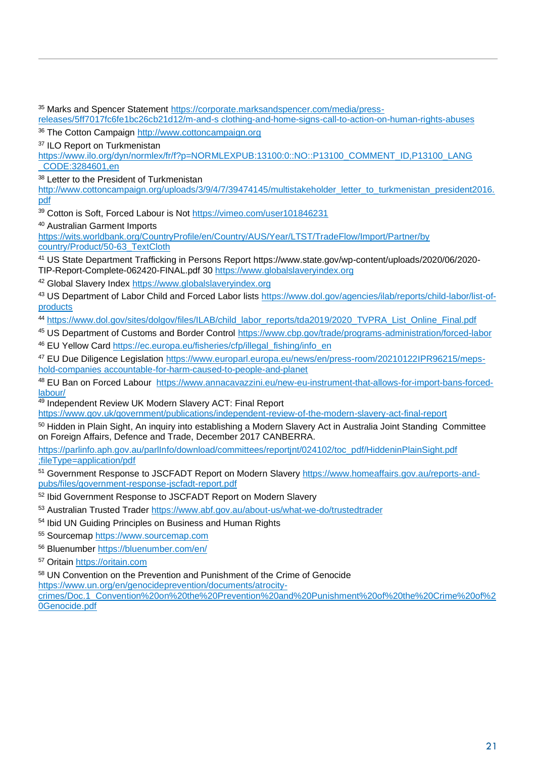[35] Marks and Spencer Statement https://corporate.marksandspencer.com/media/press-releases/5ff7017fc6fe1bc26cb21d12/m-and-s clothing-and-home-signs-call-to-action-on-human-rights-abuses

[36] The Cotton Campaign http://www.cottoncampaign.org

[37] ILO Report on Turkmenistan https://www.ilo.org/dyn/normlex/fr/f?p=NORMLEXPUB:13100:0::NO::P13100_COMMENT_ID,P13100_LANG_CODE:3284601,en

[38] Letter to the President of Turkmenistan http://www.cottoncampaign.org/uploads/3/9/4/7/39474145/multistakeholder_letter_to_turkmenistan_president2016.pdf

[39] Cotton is Soft, Forced Labour is Not https://vimeo.com/user101846231

[40] Australian Garment Imports https://wits.worldbank.org/CountryProfile/en/Country/AUS/Year/LTST/TradeFlow/Import/Partner/by country/Product/50-63_TextCloth

[41] US State Department Trafficking in Persons Report https://www.state.gov/wp-content/uploads/2020/06/2020-TIP-Report-Complete-062420-FINAL.pdf 30 https://www.globalslaveryindex.org

[42] Global Slavery Index https://www.globalslaveryindex.org

[43] US Department of Labor Child and Forced Labor lists https://www.dol.gov/agencies/ilab/reports/child-labor/list-of-products

[44] https://www.dol.gov/sites/dolgov/files/ILAB/child_labor_reports/tda2019/2020_TVPRA_List_Online_Final.pdf

[45] US Department of Customs and Border Control https://www.cbp.gov/trade/programs-administration/forced-labor

[46] EU Yellow Card https://ec.europa.eu/fisheries/cfp/illegal_fishing/info_en

[47] EU Due Diligence Legislation https://www.europarl.europa.eu/news/en/press-room/20210122IPR96215/meps-hold-companies accountable-for-harm-caused-to-people-and-planet

[48] EU Ban on Forced Labour https://www.annacavazzini.eu/new-eu-instrument-that-allows-for-import-bans-forced-labour/

[49] Independent Review UK Modern Slavery ACT: Final Report https://www.gov.uk/government/publications/independent-review-of-the-modern-slavery-act-final-report

[50] Hidden in Plain Sight, An inquiry into establishing a Modern Slavery Act in Australia Joint Standing Committee on Foreign Affairs, Defence and Trade, December 2017 CANBERRA.

https://parlinfo.aph.gov.au/parlInfo/download/committees/reportjnt/024102/toc_pdf/HiddeninPlainSight.pdf;fileType=application/pdf

[51] Government Response to JSCFADT Report on Modern Slavery https://www.homeaffairs.gov.au/reports-and-pubs/files/government-response-jscfadt-report.pdf

[52] Ibid Government Response to JSCFADT Report on Modern Slavery

[53] Australian Trusted Trader https://www.abf.gov.au/about-us/what-we-do/trustedtrader

[54] Ibid UN Guiding Principles on Business and Human Rights

[55] Sourcemap https://www.sourcemap.com

[56] Bluenumber https://bluenumber.com/en/

[57] Oritain https://oritain.com

[58] UN Convention on the Prevention and Punishment of the Crime of Genocide https://www.un.org/en/genocideprevention/documents/atrocity-crimes/Doc.1_Convention%20on%20the%20Prevention%20and%20Punishment%20of%20the%20Crime%20of%20Genocide.pdf